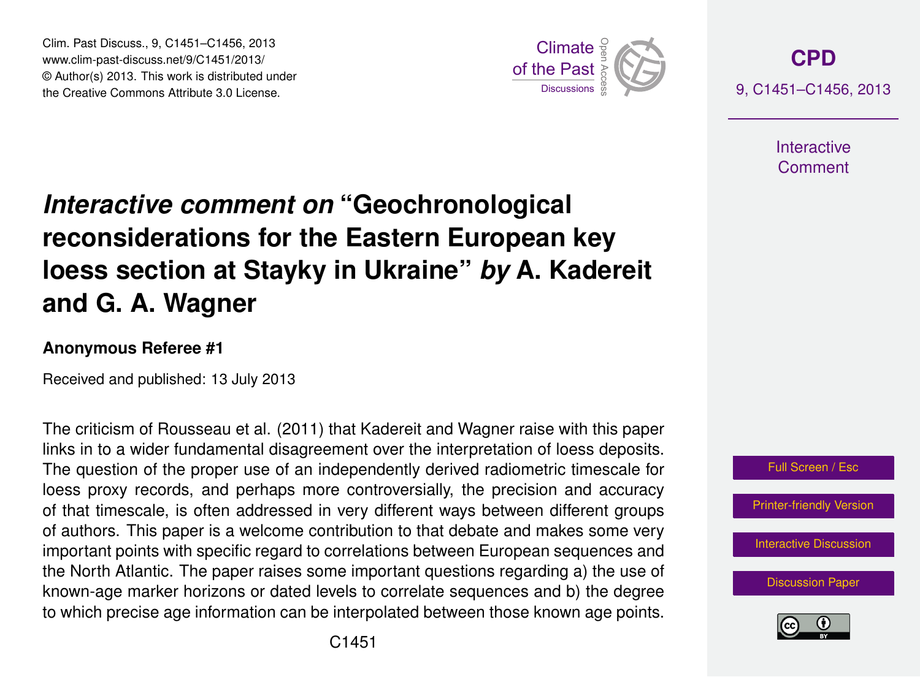# *Interactive comment on* "Geochronological reconsiderations for the Eastern European key loess section at Stayky in Ukraine" *by* A. Kadereit and G. A. Wagner

**Anonymous Referee #1**

Received and published: 13 July 2013

The criticism of Rousseau et al. (2011) that Kadereit and Wagner raise with this paper links in to a wider fundamental disagreement over the interpretation of loess deposits. The question of the proper use of an independently derived radiometric timescale for loess proxy records, and perhaps more controversially, the precision and accuracy of that timescale, is often addressed in very different ways between different groups of authors. This paper is a welcome contribution to that debate and makes some very important points with specific regard to correlations between European sequences and the North Atlantic. The paper raises some important questions regarding a) the use of known-age marker horizons or dated levels to correlate sequences and b) the degree to which precise age information can be interpolated between those known age points.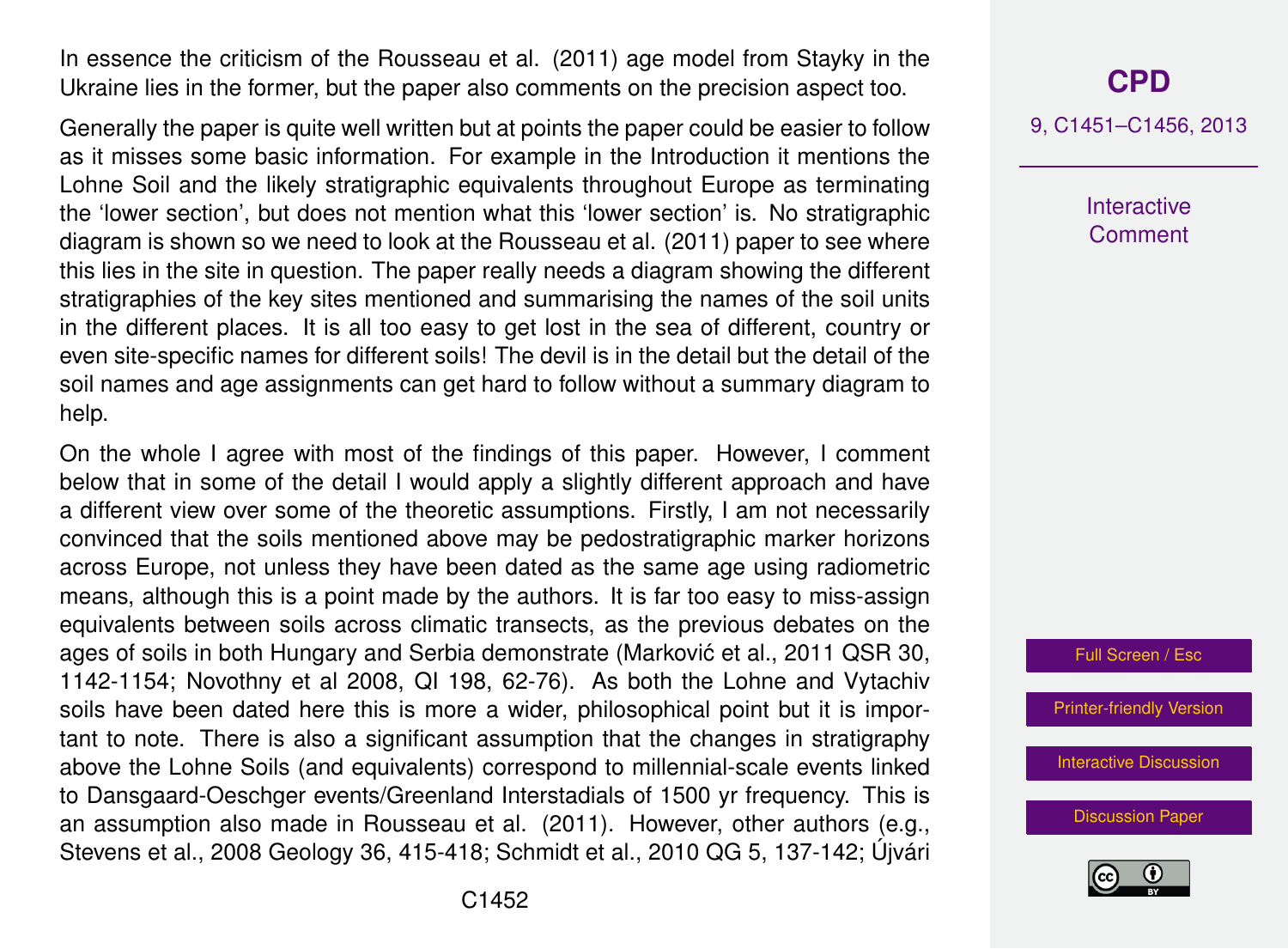In essence the criticism of the Rousseau et al. (2011) age model from Stayky in the Ukraine lies in the former, but the paper also comments on the precision aspect too.

Generally the paper is quite well written but at points the paper could be easier to follow as it misses some basic information. For example in the Introduction it mentions the Lohne Soil and the likely stratigraphic equivalents throughout Europe as terminating the 'lower section', but does not mention what this 'lower section' is. No stratigraphic diagram is shown so we need to look at the Rousseau et al. (2011) paper to see where this lies in the site in question. The paper really needs a diagram showing the different stratigraphies of the key sites mentioned and summarising the names of the soil units in the different places. It is all too easy to get lost in the sea of different, country or even site-specific names for different soils! The devil is in the detail but the detail of the soil names and age assignments can get hard to follow without a summary diagram to help.

On the whole I agree with most of the findings of this paper. However, I comment below that in some of the detail I would apply a slightly different approach and have a different view over some of the theoretic assumptions. Firstly, I am not necessarily convinced that the soils mentioned above may be pedostratigraphic marker horizons across Europe, not unless they have been dated as the same age using radiometric means, although this is a point made by the authors. It is far too easy to miss-assign equivalents between soils across climatic transects, as the previous debates on the ages of soils in both Hungary and Serbia demonstrate (Marković et al., 2011 QSR 30, 1142-1154; Novothny et al 2008, QI 198, 62-76). As both the Lohne and Vytachiv soils have been dated here this is more a wider, philosophical point but it is important to note. There is also a significant assumption that the changes in stratigraphy above the Lohne Soils (and equivalents) correspond to millennial-scale events linked to Dansgaard-Oeschger events/Greenland Interstadials of 1500 yr frequency. This is an assumption also made in Rousseau et al. (2011). However, other authors (e.g., Stevens et al., 2008 Geology 36, 415-418; Schmidt et al., 2010 QG 5, 137-142; Újvári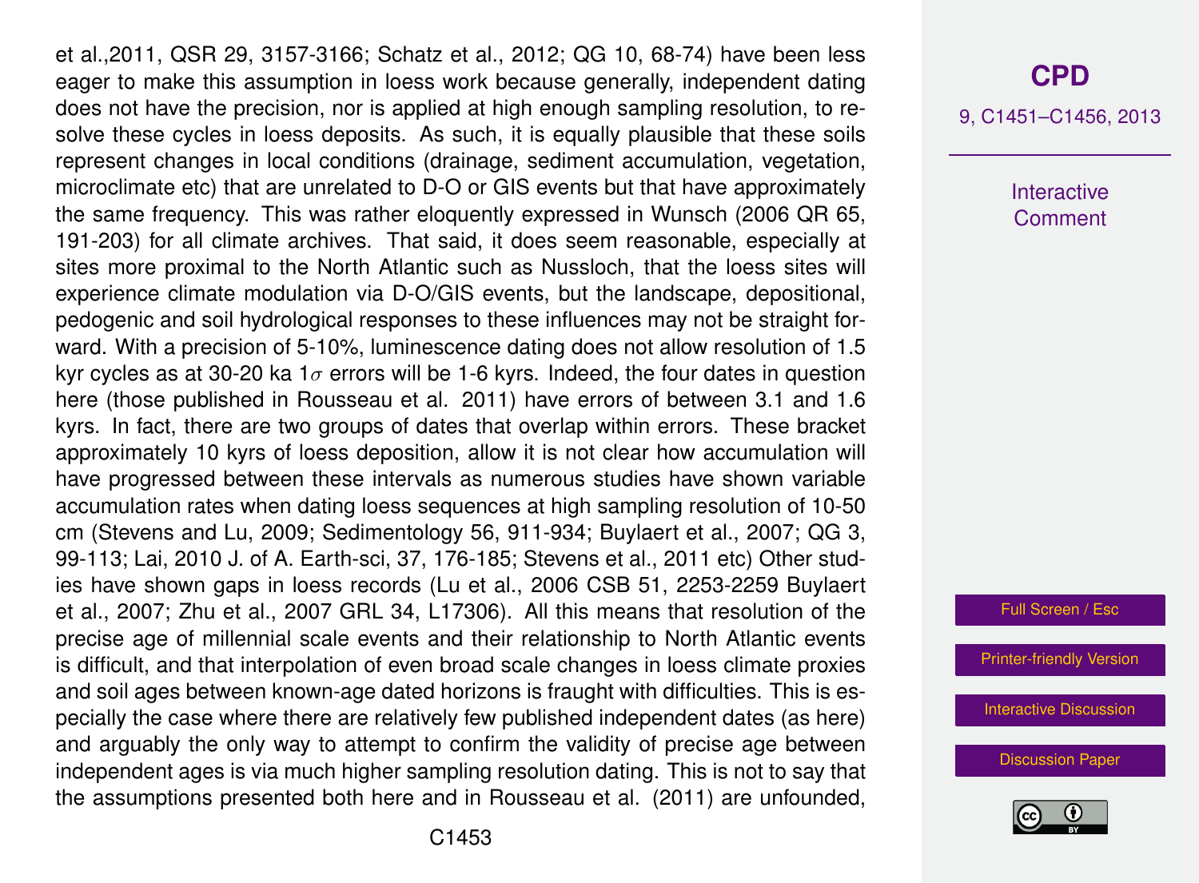et al.,2011, QSR 29, 3157-3166; Schatz et al., 2012; QG 10, 68-74) have been less eager to make this assumption in loess work because generally, independent dating does not have the precision, nor is applied at high enough sampling resolution, to resolve these cycles in loess deposits. As such, it is equally plausible that these soils represent changes in local conditions (drainage, sediment accumulation, vegetation, microclimate etc) that are unrelated to D-O or GIS events but that have approximately the same frequency. This was rather eloquently expressed in Wunsch (2006 QR 65, 191-203) for all climate archives. That said, it does seem reasonable, especially at sites more proximal to the North Atlantic such as Nussloch, that the loess sites will experience climate modulation via D-O/GIS events, but the landscape, depositional, pedogenic and soil hydrological responses to these influences may not be straight forward. With a precision of 5-10%, luminescence dating does not allow resolution of 1.5 kyr cycles as at 30-20 ka $1\sigma$ errors will be 1-6 kyrs. Indeed, the four dates in question here (those published in Rousseau et al. 2011) have errors of between 3.1 and 1.6 kyrs. In fact, there are two groups of dates that overlap within errors. These bracket approximately 10 kyrs of loess deposition, allow it is not clear how accumulation will have progressed between these intervals as numerous studies have shown variable accumulation rates when dating loess sequences at high sampling resolution of 10-50 cm (Stevens and Lu, 2009; Sedimentology 56, 911-934; Buylaert et al., 2007; QG 3, 99-113; Lai, 2010 J. of A. Earth-sci, 37, 176-185; Stevens et al., 2011 etc) Other studies have shown gaps in loess records (Lu et al., 2006 CSB 51, 2253-2259 Buylaert et al., 2007; Zhu et al., 2007 GRL 34, L17306). All this means that resolution of the precise age of millennial scale events and their relationship to North Atlantic events is difficult, and that interpolation of even broad scale changes in loess climate proxies and soil ages between known-age dated horizons is fraught with difficulties. This is especially the case where there are relatively few published independent dates (as here) and arguably the only way to attempt to confirm the validity of precise age between independent ages is via much higher sampling resolution dating. This is not to say that the assumptions presented both here and in Rousseau et al. (2011) are unfounded,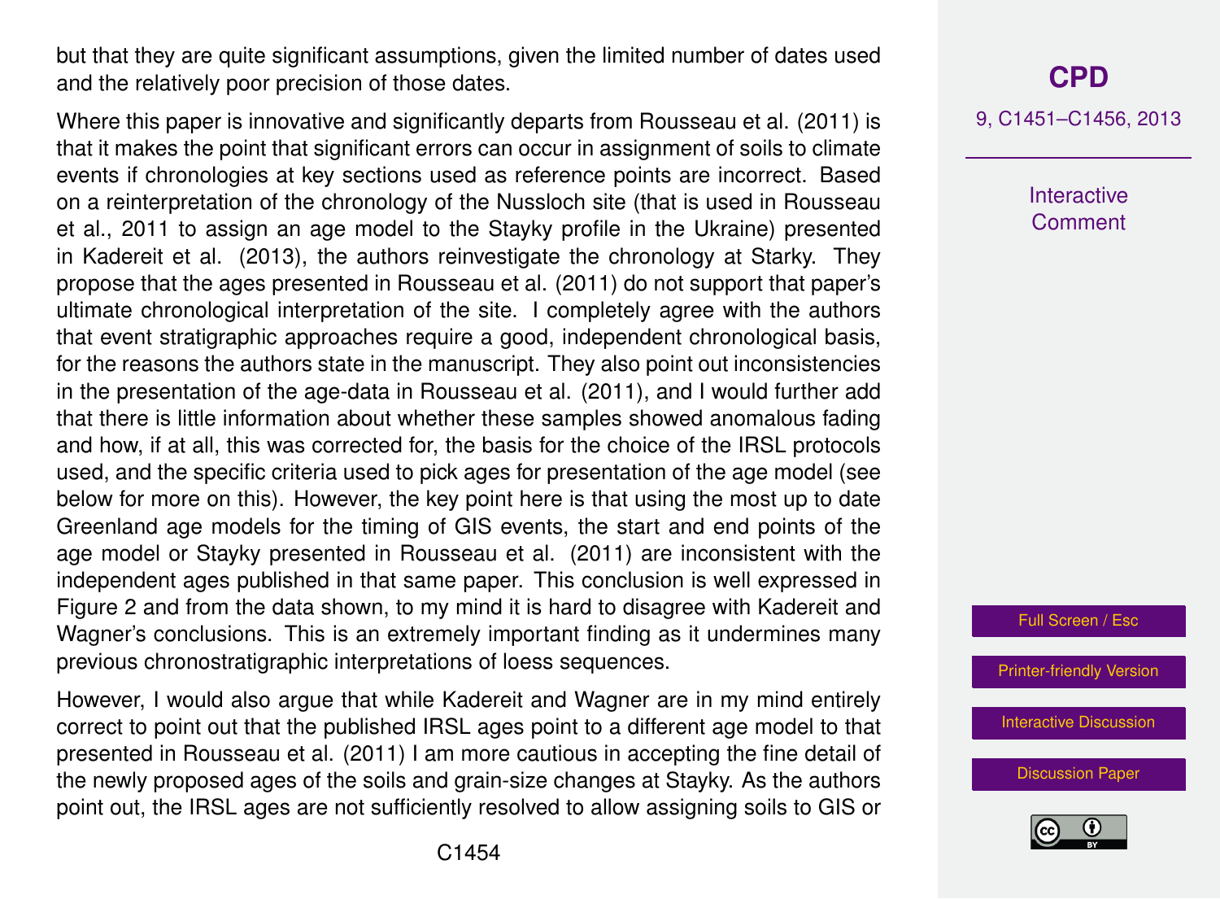but that they are quite significant assumptions, given the limited number of dates used and the relatively poor precision of those dates.

Where this paper is innovative and significantly departs from Rousseau et al. (2011) is that it makes the point that significant errors can occur in assignment of soils to climate events if chronologies at key sections used as reference points are incorrect. Based on a reinterpretation of the chronology of the Nussloch site (that is used in Rousseau et al., 2011 to assign an age model to the Stayky profile in the Ukraine) presented in Kadereit et al. (2013), the authors reinvestigate the chronology at Starky. They propose that the ages presented in Rousseau et al. (2011) do not support that paper's ultimate chronological interpretation of the site. I completely agree with the authors that event stratigraphic approaches require a good, independent chronological basis, for the reasons the authors state in the manuscript. They also point out inconsistencies in the presentation of the age-data in Rousseau et al. (2011), and I would further add that there is little information about whether these samples showed anomalous fading and how, if at all, this was corrected for, the basis for the choice of the IRSL protocols used, and the specific criteria used to pick ages for presentation of the age model (see below for more on this). However, the key point here is that using the most up to date Greenland age models for the timing of GIS events, the start and end points of the age model or Stayky presented in Rousseau et al. (2011) are inconsistent with the independent ages published in that same paper. This conclusion is well expressed in Figure 2 and from the data shown, to my mind it is hard to disagree with Kadereit and Wagner's conclusions. This is an extremely important finding as it undermines many previous chronostratigraphic interpretations of loess sequences.

However, I would also argue that while Kadereit and Wagner are in my mind entirely correct to point out that the published IRSL ages point to a different age model to that presented in Rousseau et al. (2011) I am more cautious in accepting the fine detail of the newly proposed ages of the soils and grain-size changes at Stayky. As the authors point out, the IRSL ages are not sufficiently resolved to allow assigning soils to GIS or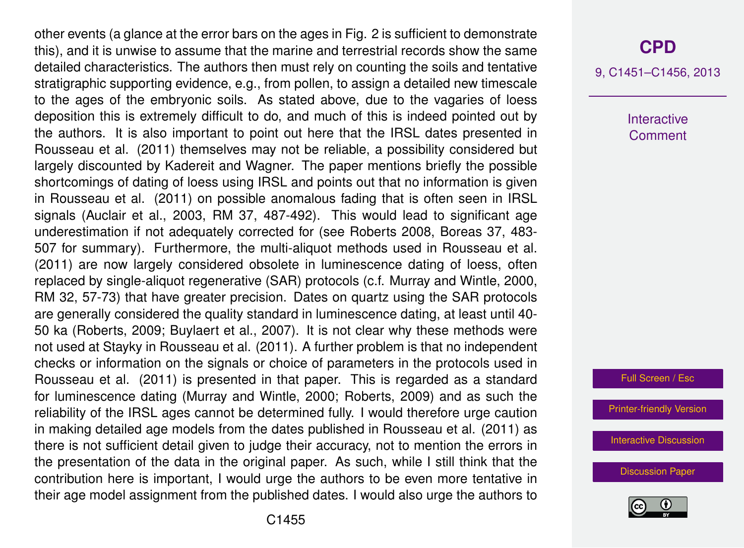other events (a glance at the error bars on the ages in Fig. 2 is sufficient to demonstrate this), and it is unwise to assume that the marine and terrestrial records show the same detailed characteristics. The authors then must rely on counting the soils and tentative stratigraphic supporting evidence, e.g., from pollen, to assign a detailed new timescale to the ages of the embryonic soils. As stated above, due to the vagaries of loess deposition this is extremely difficult to do, and much of this is indeed pointed out by the authors. It is also important to point out here that the IRSL dates presented in Rousseau et al. (2011) themselves may not be reliable, a possibility considered but largely discounted by Kadereit and Wagner. The paper mentions briefly the possible shortcomings of dating of loess using IRSL and points out that no information is given in Rousseau et al. (2011) on possible anomalous fading that is often seen in IRSL signals (Auclair et al., 2003, RM 37, 487-492). This would lead to significant age underestimation if not adequately corrected for (see Roberts 2008, Boreas 37, 483-507 for summary). Furthermore, the multi-aliquot methods used in Rousseau et al. (2011) are now largely considered obsolete in luminescence dating of loess, often replaced by single-aliquot regenerative (SAR) protocols (c.f. Murray and Wintle, 2000, RM 32, 57-73) that have greater precision. Dates on quartz using the SAR protocols are generally considered the quality standard in luminescence dating, at least until 40-50 ka (Roberts, 2009; Buylaert et al., 2007). It is not clear why these methods were not used at Stayky in Rousseau et al. (2011). A further problem is that no independent checks or information on the signals or choice of parameters in the protocols used in Rousseau et al. (2011) is presented in that paper. This is regarded as a standard for luminescence dating (Murray and Wintle, 2000; Roberts, 2009) and as such the reliability of the IRSL ages cannot be determined fully. I would therefore urge caution in making detailed age models from the dates published in Rousseau et al. (2011) as there is not sufficient detail given to judge their accuracy, not to mention the errors in the presentation of the data in the original paper. As such, while I still think that the contribution here is important, I would urge the authors to be even more tentative in their age model assignment from the published dates. I would also urge the authors to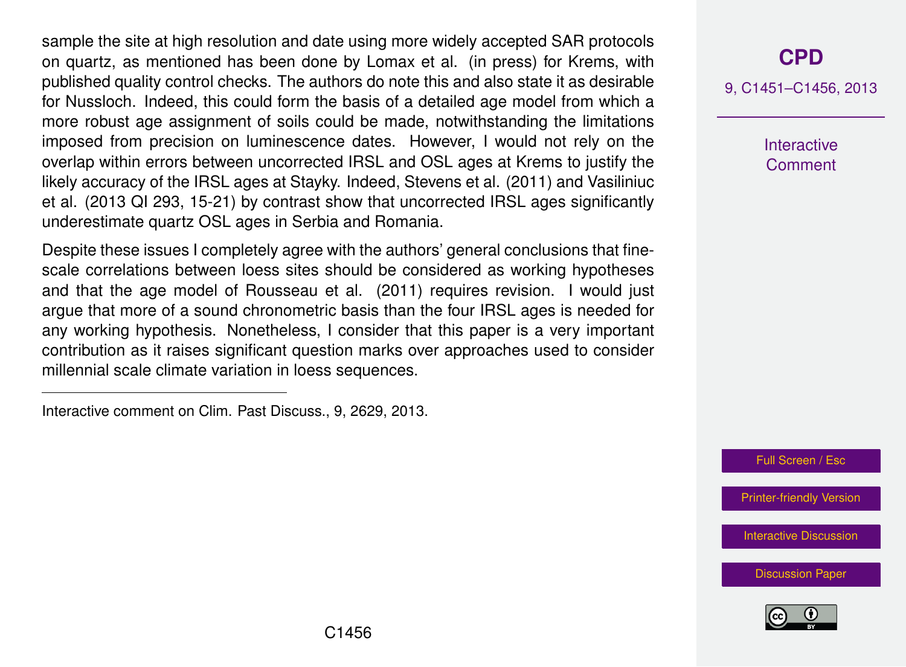sample the site at high resolution and date using more widely accepted SAR protocols on quartz, as mentioned has been done by Lomax et al. (in press) for Krems, with published quality control checks. The authors do note this and also state it as desirable for Nussloch. Indeed, this could form the basis of a detailed age model from which a more robust age assignment of soils could be made, notwithstanding the limitations imposed from precision on luminescence dates. However, I would not rely on the overlap within errors between uncorrected IRSL and OSL ages at Krems to justify the likely accuracy of the IRSL ages at Stayky. Indeed, Stevens et al. (2011) and Vasiliniuc et al. (2013 QI 293, 15-21) by contrast show that uncorrected IRSL ages significantly underestimate quartz OSL ages in Serbia and Romania.

Despite these issues I completely agree with the authors' general conclusions that fine-scale correlations between loess sites should be considered as working hypotheses and that the age model of Rousseau et al. (2011) requires revision. I would just argue that more of a sound chronometric basis than the four IRSL ages is needed for any working hypothesis. Nonetheless, I consider that this paper is a very important contribution as it raises significant question marks over approaches used to consider millennial scale climate variation in loess sequences.

---

Interactive comment on Clim. Past Discuss., 9, 2629, 2013.